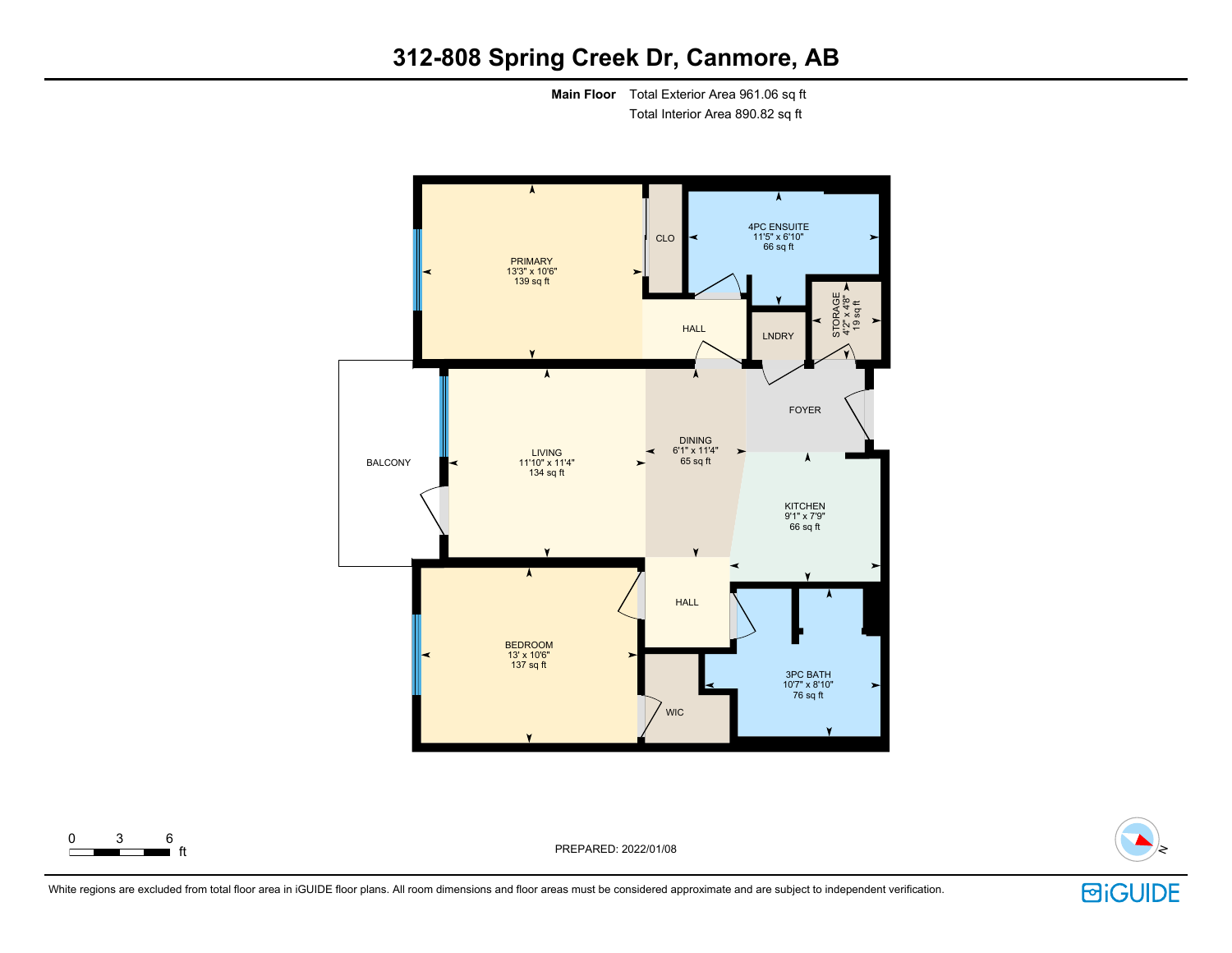# 312-808 Spring Creek Dr, Canmore, AB

**Main Floor** Total Exterior Area 961.06 sq ft
Total Interior Area 890.82 sq ft

PRIMARY
13'3" x 10'6"
139 sq ft

CLO

4PC ENSUITE
11'5" x 6'10"
66 sq ft

HALL

LNDRY

STORAGE
4'2" x 4'8"
19 sq ft

BALCONY

LIVING
11'10" x 11'4"
134 sq ft

DINING
6'1" x 11'4"
65 sq ft

FOYER

KITCHEN
9'1" x 7'9"
66 sq ft

HALL

BEDROOM
13' x 10'6"
137 sq ft

WIC

3PC BATH
10'7" x 8'10"
76 sq ft

0 3 6 ft

PREPARED: 2022/01/08

N

White regions are excluded from total floor area in iGUIDE floor plans. All room dimensions and floor areas must be considered approximate and are subject to independent verification.

iGUIDE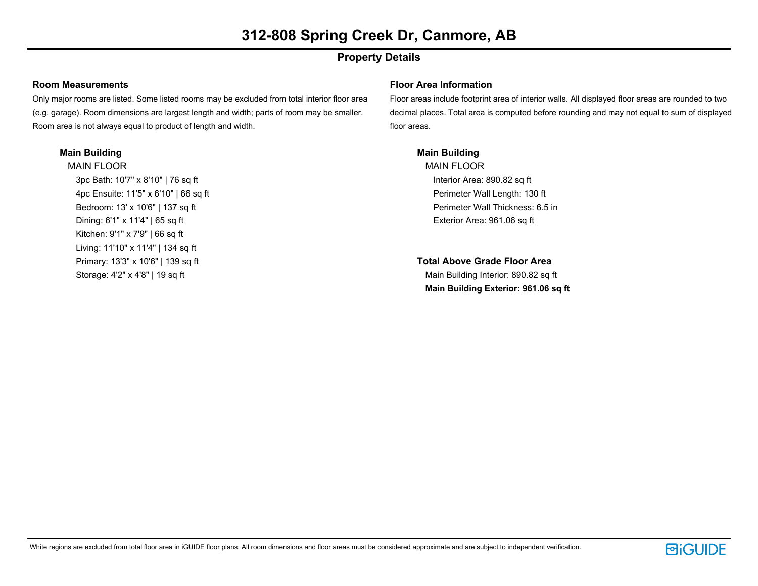# 312-808 Spring Creek Dr, Canmore, AB

## Property Details

### Room Measurements

Only major rooms are listed. Some listed rooms may be excluded from total interior floor area (e.g. garage). Room dimensions are largest length and width; parts of room may be smaller. Room area is not always equal to product of length and width.

**Main Building**

MAIN FLOOR

- 3pc Bath: 10'7" x 8'10" | 76 sq ft
- 4pc Ensuite: 11'5" x 6'10" | 66 sq ft
- Bedroom: 13' x 10'6" | 137 sq ft
- Dining: 6'1" x 11'4" | 65 sq ft
- Kitchen: 9'1" x 7'9" | 66 sq ft
- Living: 11'10" x 11'4" | 134 sq ft
- Primary: 13'3" x 10'6" | 139 sq ft
- Storage: 4'2" x 4'8" | 19 sq ft

### Floor Area Information

Floor areas include footprint area of interior walls. All displayed floor areas are rounded to two decimal places. Total area is computed before rounding and may not equal to sum of displayed floor areas.

**Main Building**

MAIN FLOOR

- Interior Area: 890.82 sq ft
- Perimeter Wall Length: 130 ft
- Perimeter Wall Thickness: 6.5 in
- Exterior Area: 961.06 sq ft

**Total Above Grade Floor Area**

Main Building Interior: 890.82 sq ft

**Main Building Exterior: 961.06 sq ft**

White regions are excluded from total floor area in iGUIDE floor plans. All room dimensions and floor areas must be considered approximate and are subject to independent verification.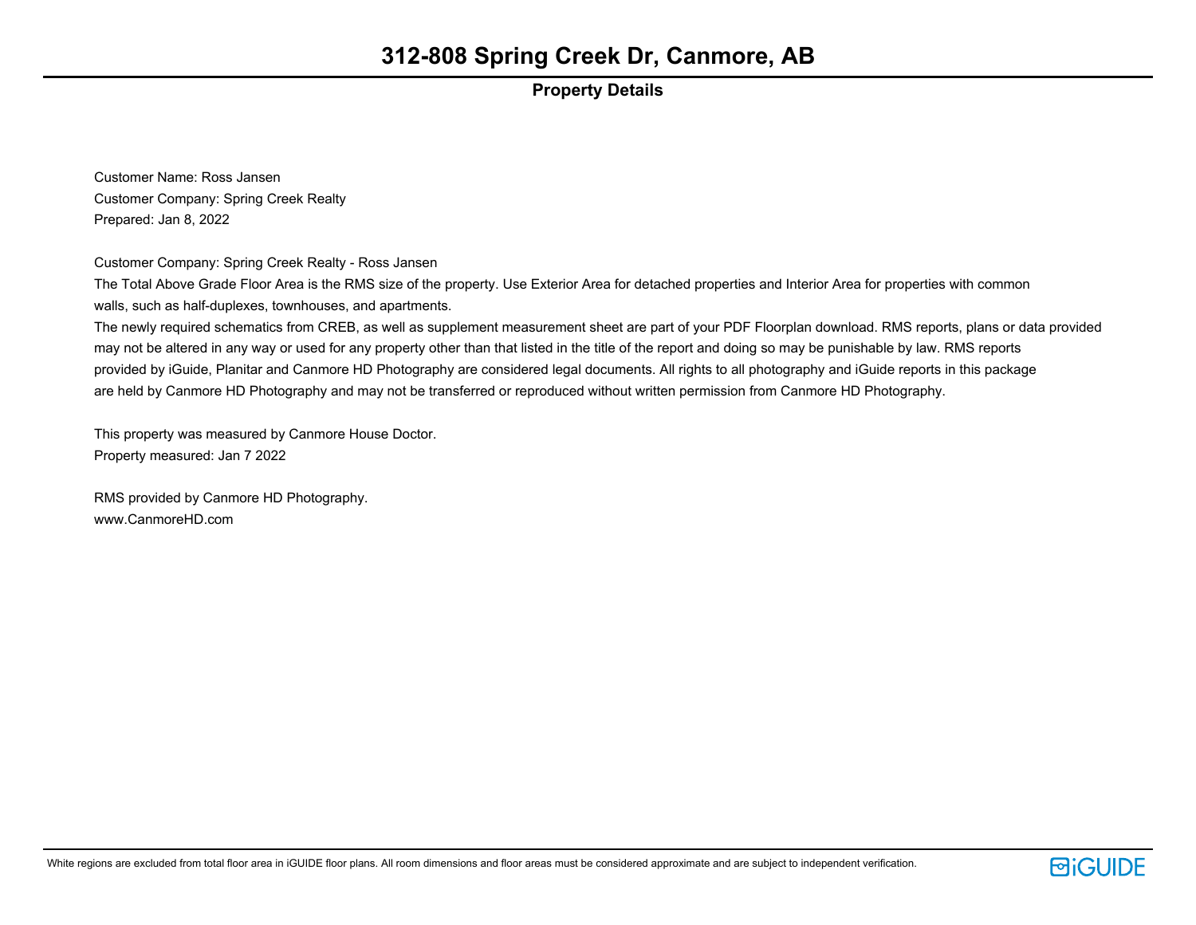# 312-808 Spring Creek Dr, Canmore, AB

## Property Details

Customer Name: Ross Jansen
Customer Company: Spring Creek Realty
Prepared: Jan 8, 2022

Customer Company: Spring Creek Realty - Ross Jansen
The Total Above Grade Floor Area is the RMS size of the property. Use Exterior Area for detached properties and Interior Area for properties with common walls, such as half-duplexes, townhouses, and apartments.
The newly required schematics from CREB, as well as supplement measurement sheet are part of your PDF Floorplan download. RMS reports, plans or data provided may not be altered in any way or used for any property other than that listed in the title of the report and doing so may be punishable by law. RMS reports provided by iGuide, Planitar and Canmore HD Photography are considered legal documents. All rights to all photography and iGuide reports in this package are held by Canmore HD Photography and may not be transferred or reproduced without written permission from Canmore HD Photography.

This property was measured by Canmore House Doctor.
Property measured: Jan 7 2022

RMS provided by Canmore HD Photography.
www.CanmoreHD.com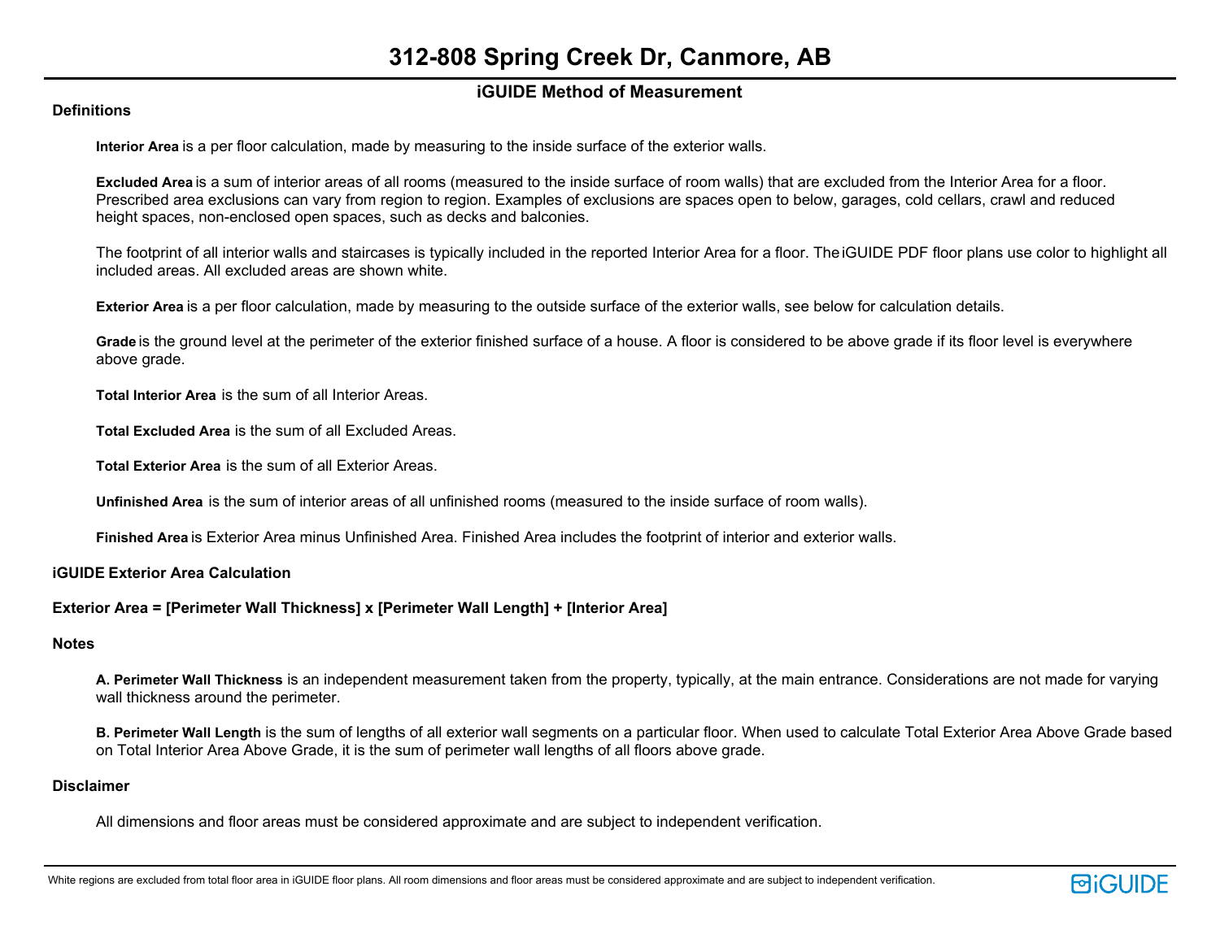# 312-808 Spring Creek Dr, Canmore, AB

## iGUIDE Method of Measurement

### Definitions

**Interior Area** is a per floor calculation, made by measuring to the inside surface of the exterior walls.

**Excluded Area** is a sum of interior areas of all rooms (measured to the inside surface of room walls) that are excluded from the Interior Area for a floor. Prescribed area exclusions can vary from region to region. Examples of exclusions are spaces open to below, garages, cold cellars, crawl and reduced height spaces, non-enclosed open spaces, such as decks and balconies.

The footprint of all interior walls and staircases is typically included in the reported Interior Area for a floor. The iGUIDE PDF floor plans use color to highlight all included areas. All excluded areas are shown white.

**Exterior Area** is a per floor calculation, made by measuring to the outside surface of the exterior walls, see below for calculation details.

**Grade** is the ground level at the perimeter of the exterior finished surface of a house. A floor is considered to be above grade if its floor level is everywhere above grade.

**Total Interior Area** is the sum of all Interior Areas.

**Total Excluded Area** is the sum of all Excluded Areas.

**Total Exterior Area** is the sum of all Exterior Areas.

**Unfinished Area** is the sum of interior areas of all unfinished rooms (measured to the inside surface of room walls).

**Finished Area** is Exterior Area minus Unfinished Area. Finished Area includes the footprint of interior and exterior walls.

### iGUIDE Exterior Area Calculation

**Exterior Area = [Perimeter Wall Thickness] x [Perimeter Wall Length] + [Interior Area]**

### Notes

**A. Perimeter Wall Thickness** is an independent measurement taken from the property, typically, at the main entrance. Considerations are not made for varying wall thickness around the perimeter.

**B. Perimeter Wall Length** is the sum of lengths of all exterior wall segments on a particular floor. When used to calculate Total Exterior Area Above Grade based on Total Interior Area Above Grade, it is the sum of perimeter wall lengths of all floors above grade.

### Disclaimer

All dimensions and floor areas must be considered approximate and are subject to independent verification.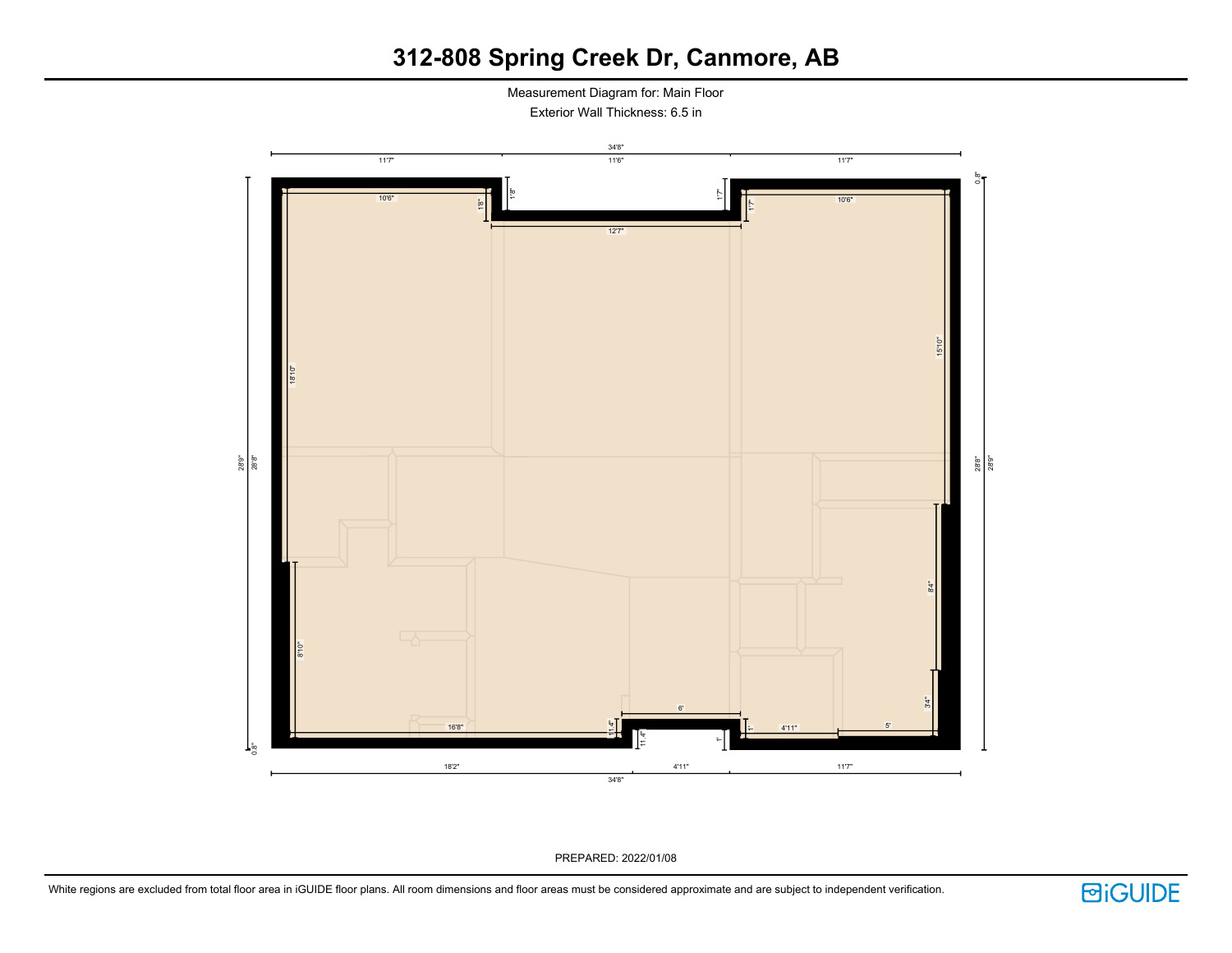# 312-808 Spring Creek Dr, Canmore, AB

Measurement Diagram for: Main Floor

Exterior Wall Thickness: 6.5 in

34'8"
11'7"
11'6"
11'7"
10'6"
1'8"
1'8"
1'7"
1'7"
10'6"
0.8"
12'7"
18'10"
15'10"
28'9"
28'8"
28'8"
28'9"
8'4"
8'10"
3'4"
6'
16'8"
11.4"
11.4"
1'
1'
4'11"
5'
0.8"
18'2"
4'11"
11'7"
34'8"

PREPARED: 2022/01/08

White regions are excluded from total floor area in iGUIDE floor plans. All room dimensions and floor areas must be considered approximate and are subject to independent verification.

iGUIDE